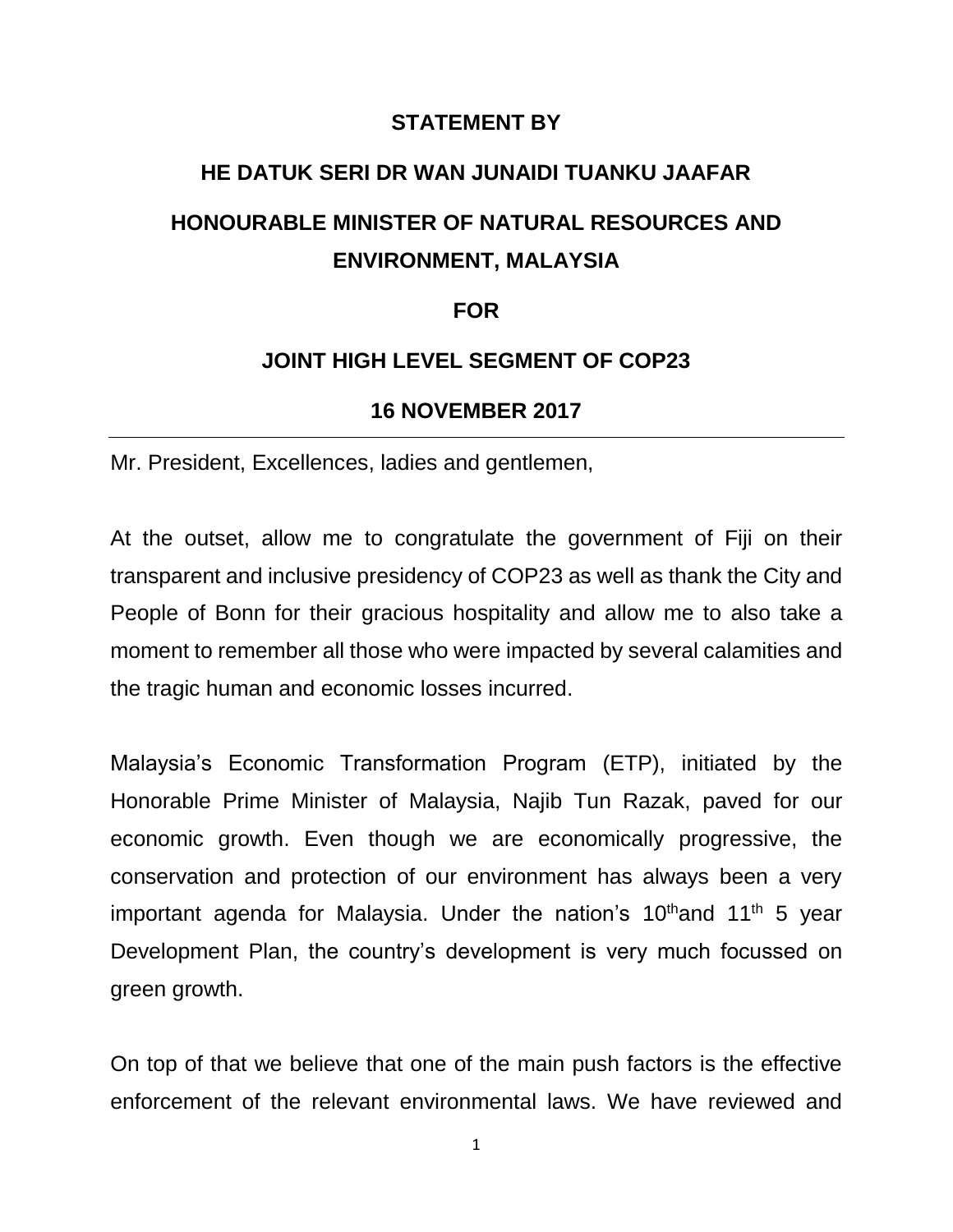**STATEMENT BY**

**HE DATUK SERI DR WAN JUNAIDI TUANKU JAAFAR**

**HONOURABLE MINISTER OF NATURAL RESOURCES AND ENVIRONMENT, MALAYSIA**

**FOR**

**JOINT HIGH LEVEL SEGMENT OF COP23**

**16 NOVEMBER 2017**

---

Mr. President, Excellences, ladies and gentlemen,

At the outset, allow me to congratulate the government of Fiji on their transparent and inclusive presidency of COP23 as well as thank the City and People of Bonn for their gracious hospitality and allow me to also take a moment to remember all those who were impacted by several calamities and the tragic human and economic losses incurred.

Malaysia's Economic Transformation Program (ETP), initiated by the Honorable Prime Minister of Malaysia, Najib Tun Razak, paved for our economic growth. Even though we are economically progressive, the conservation and protection of our environment has always been a very important agenda for Malaysia. Under the nation's 10th and 11th 5 year Development Plan, the country's development is very much focussed on green growth.

On top of that we believe that one of the main push factors is the effective enforcement of the relevant environmental laws. We have reviewed and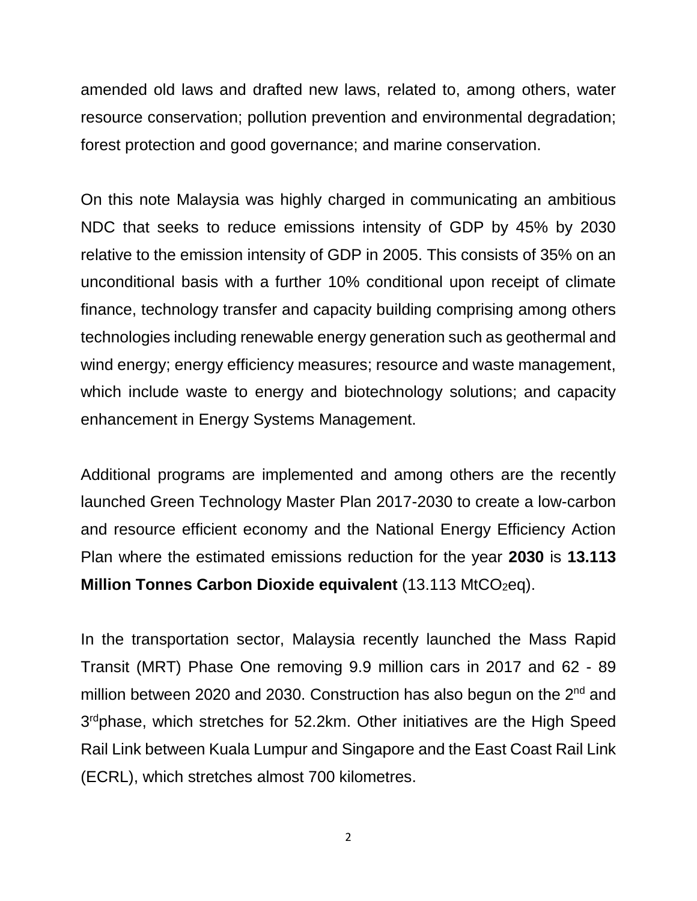amended old laws and drafted new laws, related to, among others, water resource conservation; pollution prevention and environmental degradation; forest protection and good governance; and marine conservation.

On this note Malaysia was highly charged in communicating an ambitious NDC that seeks to reduce emissions intensity of GDP by 45% by 2030 relative to the emission intensity of GDP in 2005. This consists of 35% on an unconditional basis with a further 10% conditional upon receipt of climate finance, technology transfer and capacity building comprising among others technologies including renewable energy generation such as geothermal and wind energy; energy efficiency measures; resource and waste management, which include waste to energy and biotechnology solutions; and capacity enhancement in Energy Systems Management.

Additional programs are implemented and among others are the recently launched Green Technology Master Plan 2017-2030 to create a low-carbon and resource efficient economy and the National Energy Efficiency Action Plan where the estimated emissions reduction for the year **2030** is **13.113 Million Tonnes Carbon Dioxide equivalent** (13.113 $MtCO_2eq$).

In the transportation sector, Malaysia recently launched the Mass Rapid Transit (MRT) Phase One removing 9.9 million cars in 2017 and 62 - 89 million between 2020 and 2030. Construction has also begun on the 2nd and 3rd phase, which stretches for 52.2km. Other initiatives are the High Speed Rail Link between Kuala Lumpur and Singapore and the East Coast Rail Link (ECRL), which stretches almost 700 kilometres.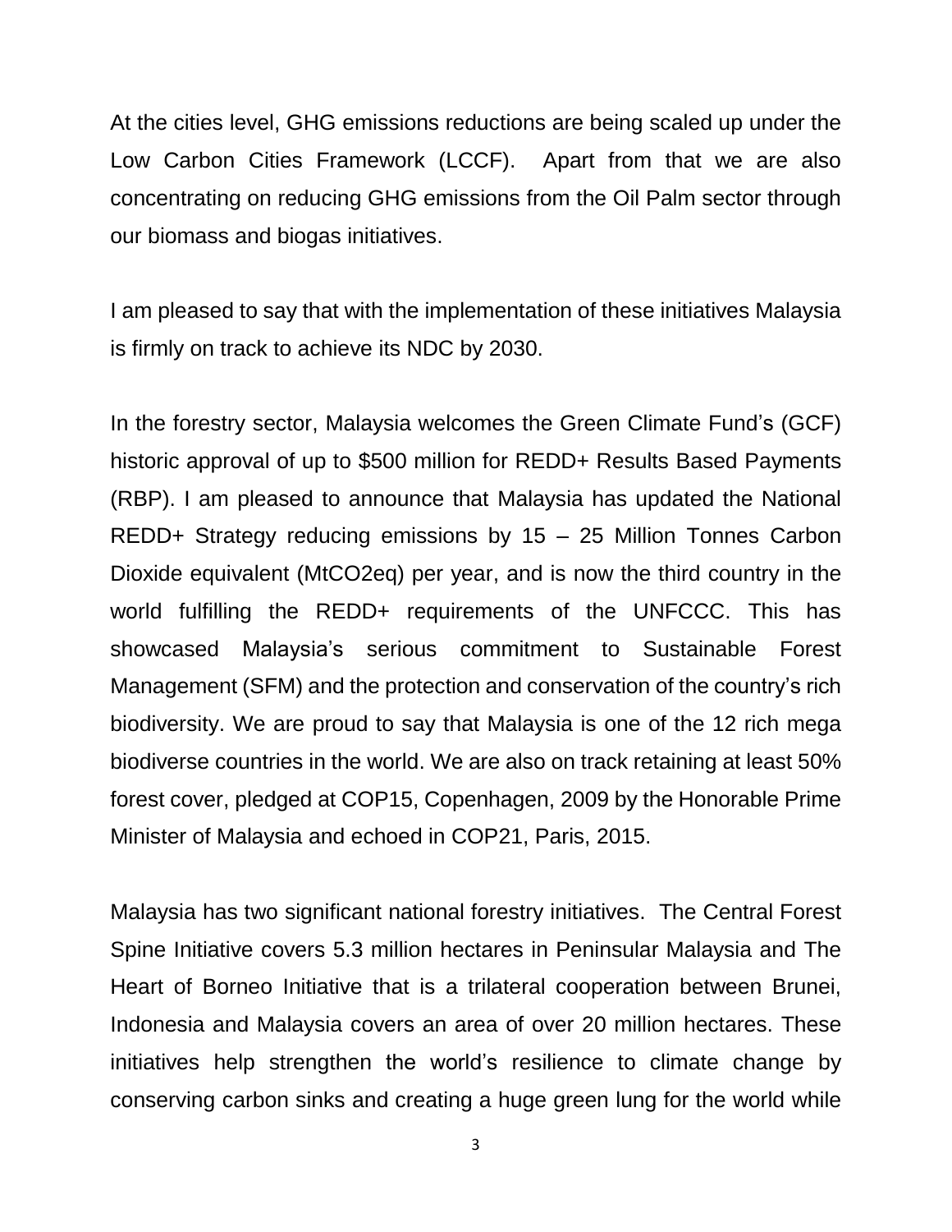At the cities level, GHG emissions reductions are being scaled up under the Low Carbon Cities Framework (LCCF). Apart from that we are also concentrating on reducing GHG emissions from the Oil Palm sector through our biomass and biogas initiatives.

I am pleased to say that with the implementation of these initiatives Malaysia is firmly on track to achieve its NDC by 2030.

In the forestry sector, Malaysia welcomes the Green Climate Fund's (GCF) historic approval of up to \$500 million for REDD+ Results Based Payments (RBP). I am pleased to announce that Malaysia has updated the National REDD+ Strategy reducing emissions by 15 – 25 Million Tonnes Carbon Dioxide equivalent (MtCO2eq) per year, and is now the third country in the world fulfilling the REDD+ requirements of the UNFCCC. This has showcased Malaysia's serious commitment to Sustainable Forest Management (SFM) and the protection and conservation of the country's rich biodiversity. We are proud to say that Malaysia is one of the 12 rich mega biodiverse countries in the world. We are also on track retaining at least 50% forest cover, pledged at COP15, Copenhagen, 2009 by the Honorable Prime Minister of Malaysia and echoed in COP21, Paris, 2015.

Malaysia has two significant national forestry initiatives. The Central Forest Spine Initiative covers 5.3 million hectares in Peninsular Malaysia and The Heart of Borneo Initiative that is a trilateral cooperation between Brunei, Indonesia and Malaysia covers an area of over 20 million hectares. These initiatives help strengthen the world's resilience to climate change by conserving carbon sinks and creating a huge green lung for the world while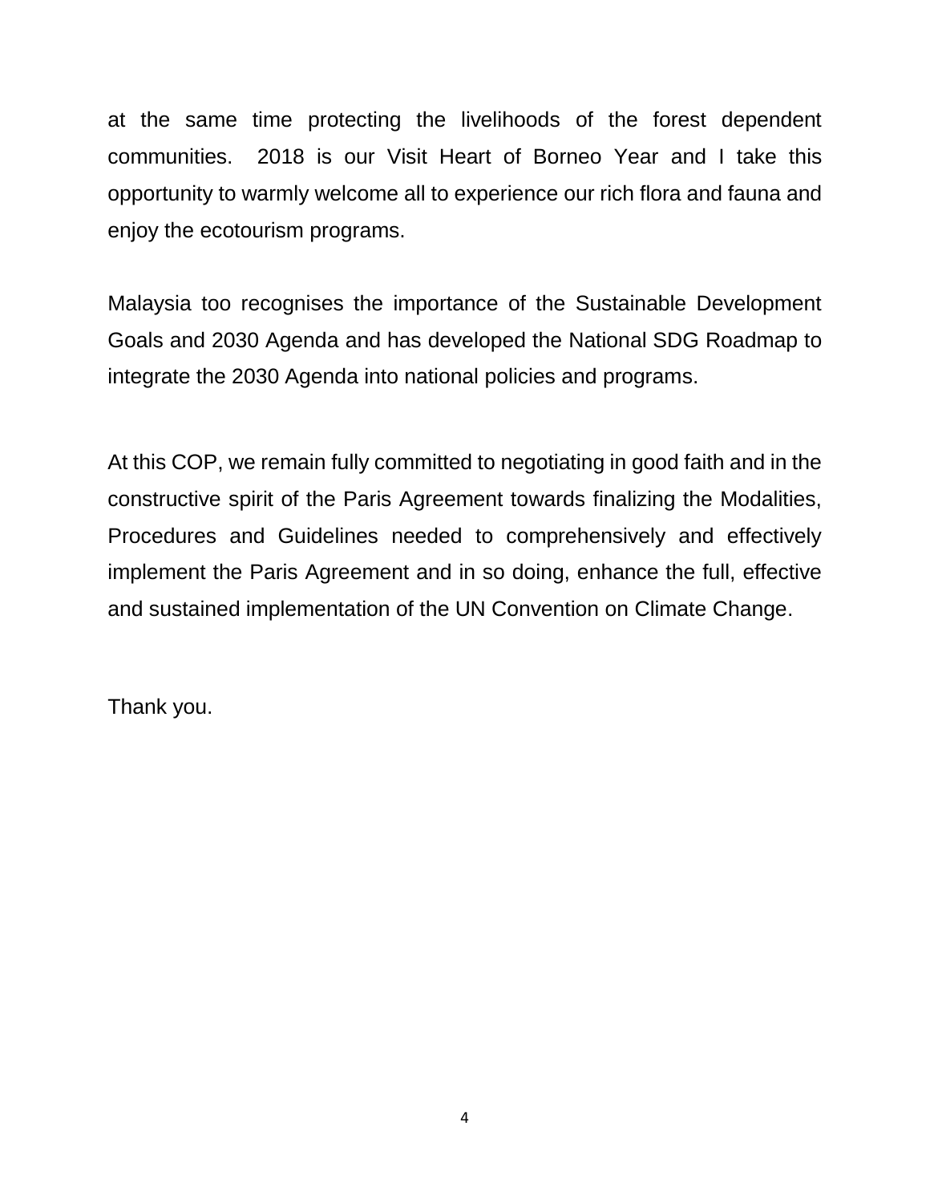at the same time protecting the livelihoods of the forest dependent communities. 2018 is our Visit Heart of Borneo Year and I take this opportunity to warmly welcome all to experience our rich flora and fauna and enjoy the ecotourism programs.

Malaysia too recognises the importance of the Sustainable Development Goals and 2030 Agenda and has developed the National SDG Roadmap to integrate the 2030 Agenda into national policies and programs.

At this COP, we remain fully committed to negotiating in good faith and in the constructive spirit of the Paris Agreement towards finalizing the Modalities, Procedures and Guidelines needed to comprehensively and effectively implement the Paris Agreement and in so doing, enhance the full, effective and sustained implementation of the UN Convention on Climate Change.

Thank you.